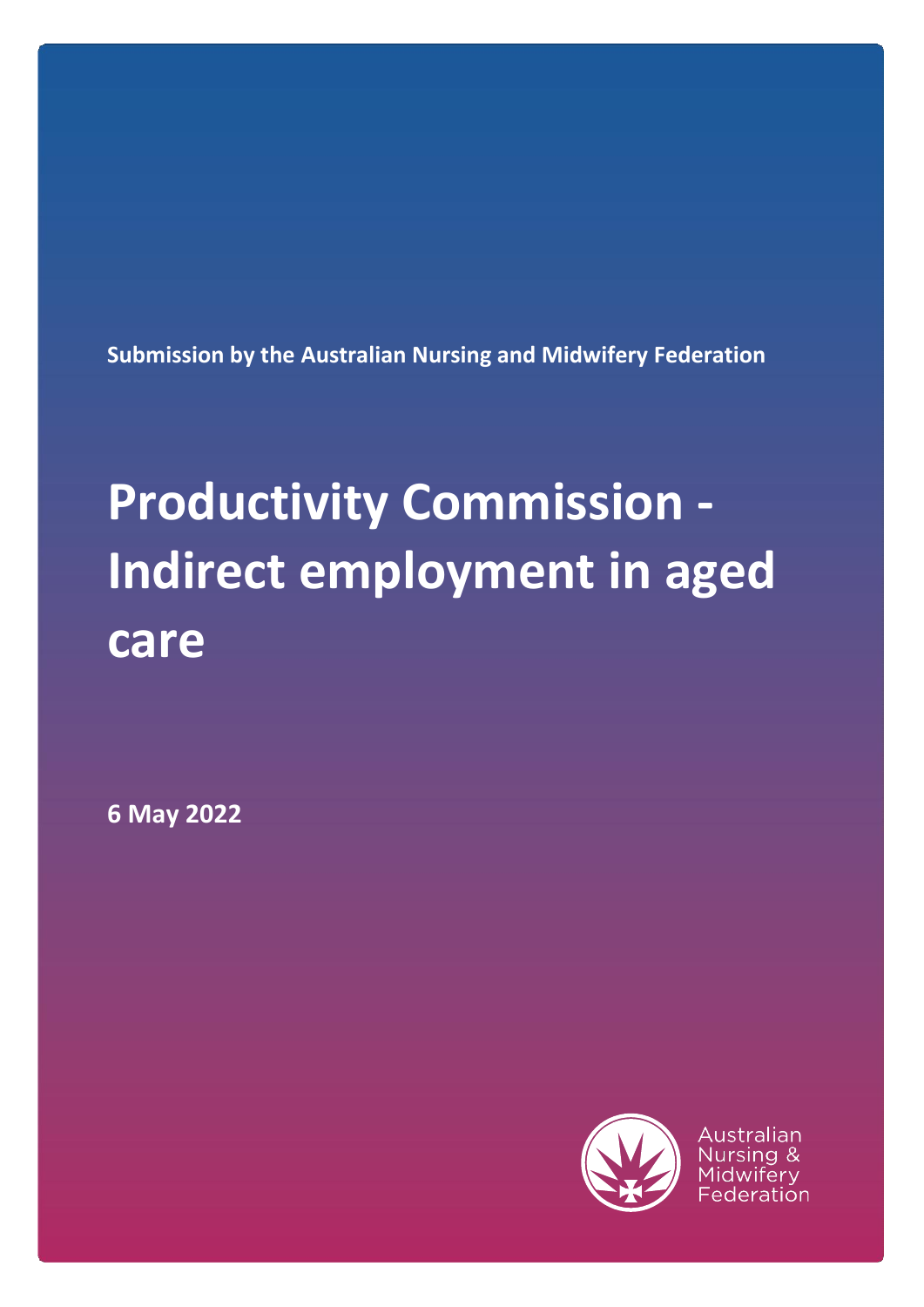**Submission by the Australian Nursing and Midwifery Federation**

# Productivity Commission - Indirect employment in aged care

**6 May 2022**

Australian Nursing & Midwifery Federation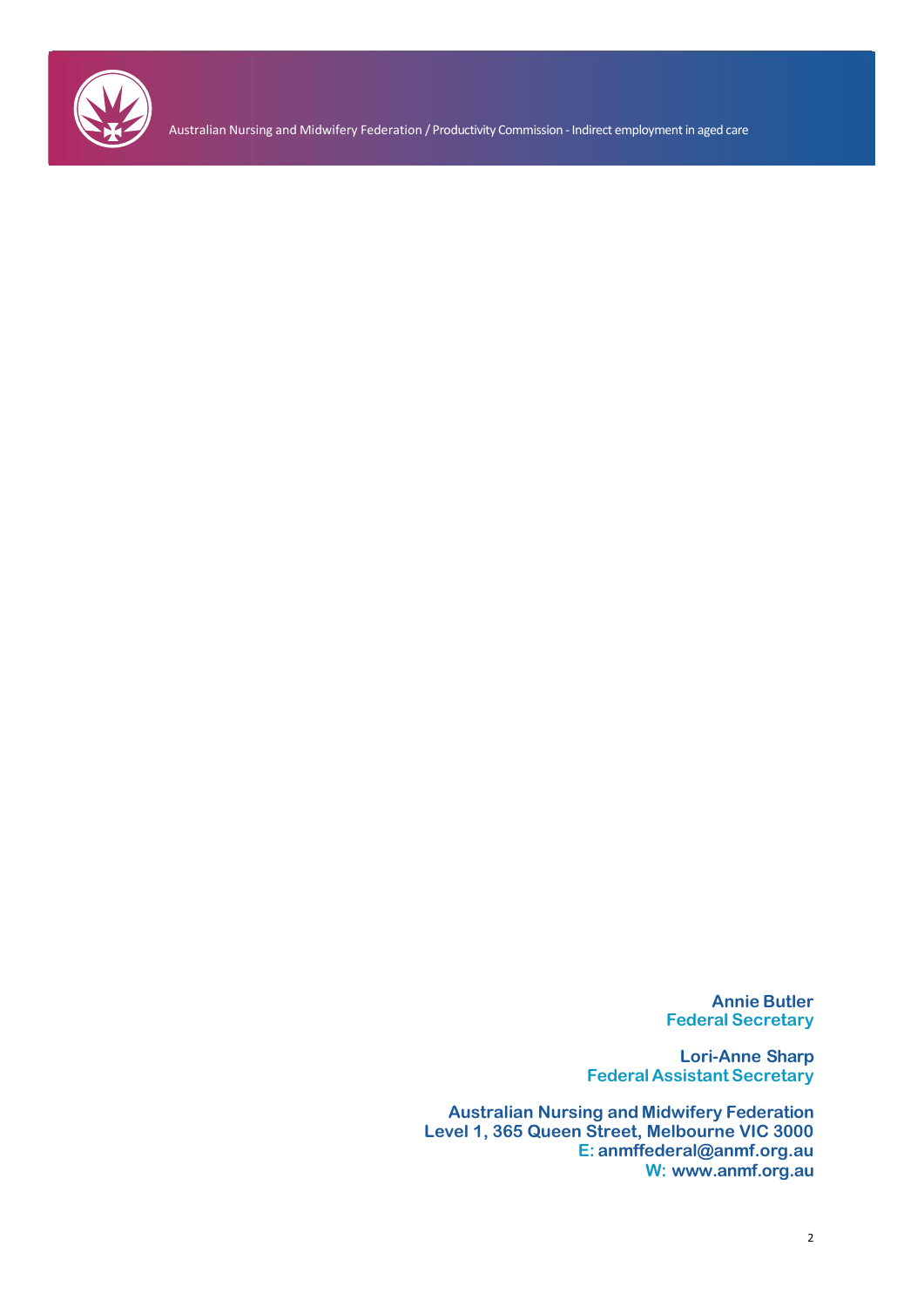**Annie Butler**
**Federal Secretary**

**Lori-Anne Sharp**
**Federal Assistant Secretary**

**Australian Nursing and Midwifery Federation**
**Level 1, 365 Queen Street, Melbourne VIC 3000**
**E: anmffederal@anmf.org.au**
**W: www.anmf.org.au**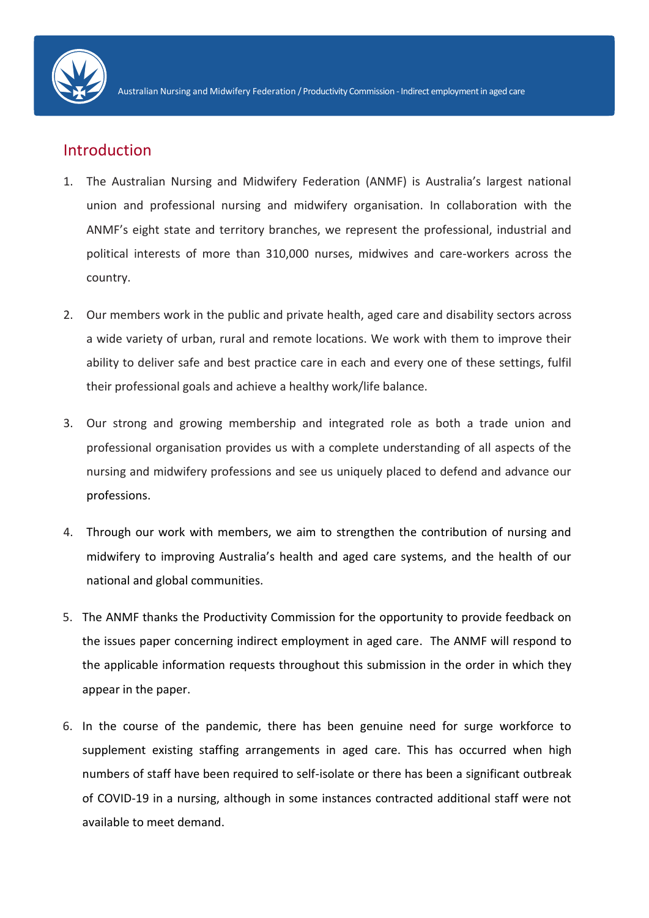## Introduction

1. The Australian Nursing and Midwifery Federation (ANMF) is Australia's largest national union and professional nursing and midwifery organisation. In collaboration with the ANMF's eight state and territory branches, we represent the professional, industrial and political interests of more than 310,000 nurses, midwives and care-workers across the country.

2. Our members work in the public and private health, aged care and disability sectors across a wide variety of urban, rural and remote locations. We work with them to improve their ability to deliver safe and best practice care in each and every one of these settings, fulfil their professional goals and achieve a healthy work/life balance.

3. Our strong and growing membership and integrated role as both a trade union and professional organisation provides us with a complete understanding of all aspects of the nursing and midwifery professions and see us uniquely placed to defend and advance our professions.

4. Through our work with members, we aim to strengthen the contribution of nursing and midwifery to improving Australia's health and aged care systems, and the health of our national and global communities.

5. The ANMF thanks the Productivity Commission for the opportunity to provide feedback on the issues paper concerning indirect employment in aged care. The ANMF will respond to the applicable information requests throughout this submission in the order in which they appear in the paper.

6. In the course of the pandemic, there has been genuine need for surge workforce to supplement existing staffing arrangements in aged care. This has occurred when high numbers of staff have been required to self-isolate or there has been a significant outbreak of COVID-19 in a nursing, although in some instances contracted additional staff were not available to meet demand.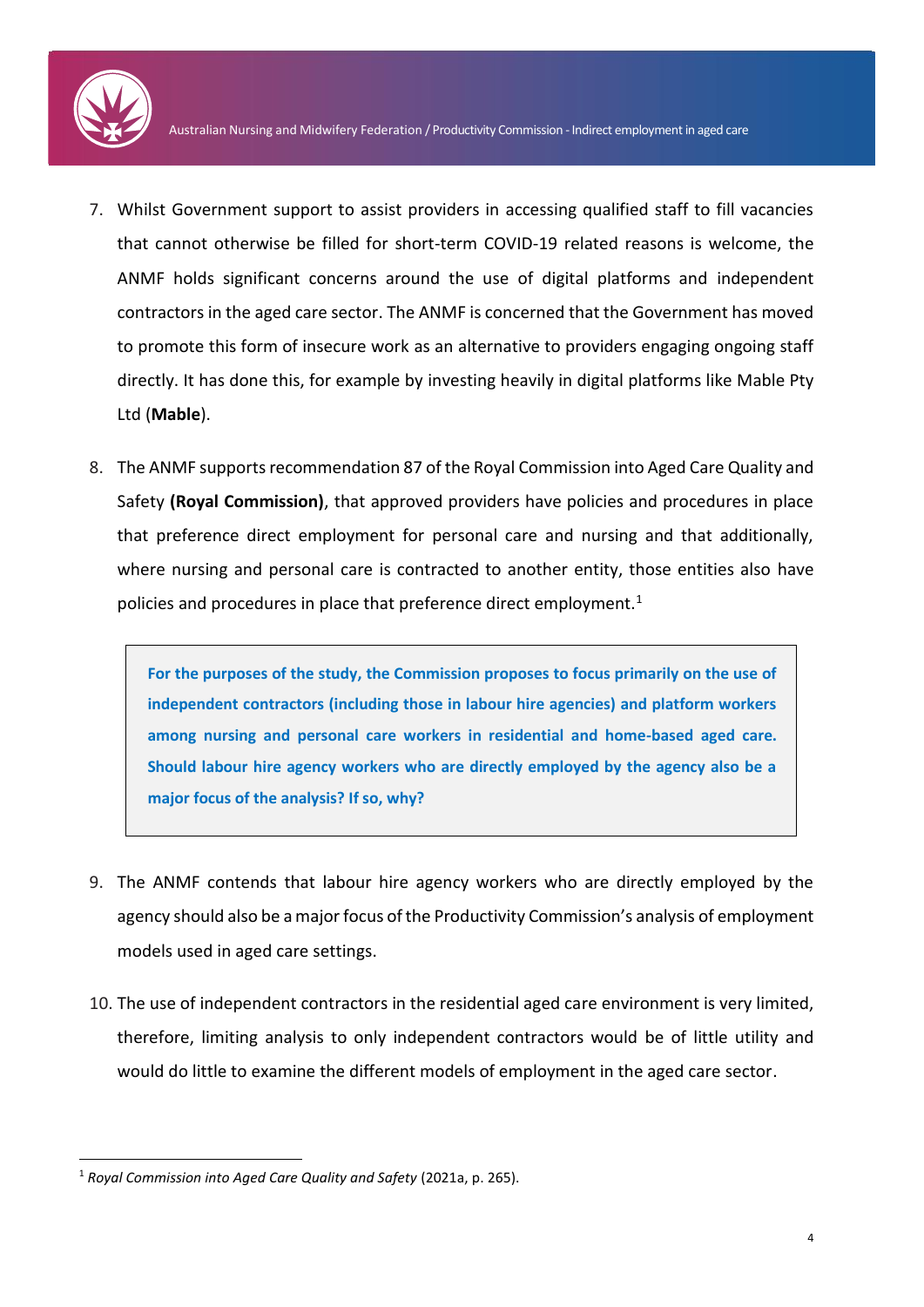7. Whilst Government support to assist providers in accessing qualified staff to fill vacancies that cannot otherwise be filled for short-term COVID-19 related reasons is welcome, the ANMF holds significant concerns around the use of digital platforms and independent contractors in the aged care sector. The ANMF is concerned that the Government has moved to promote this form of insecure work as an alternative to providers engaging ongoing staff directly. It has done this, for example by investing heavily in digital platforms like Mable Pty Ltd (**Mable**).

8. The ANMF supports recommendation 87 of the Royal Commission into Aged Care Quality and Safety **(Royal Commission)**, that approved providers have policies and procedures in place that preference direct employment for personal care and nursing and that additionally, where nursing and personal care is contracted to another entity, those entities also have policies and procedures in place that preference direct employment.[1]

> **For the purposes of the study, the Commission proposes to focus primarily on the use of independent contractors (including those in labour hire agencies) and platform workers among nursing and personal care workers in residential and home-based aged care. Should labour hire agency workers who are directly employed by the agency also be a major focus of the analysis? If so, why?**

9. The ANMF contends that labour hire agency workers who are directly employed by the agency should also be a major focus of the Productivity Commission's analysis of employment models used in aged care settings.

10. The use of independent contractors in the residential aged care environment is very limited, therefore, limiting analysis to only independent contractors would be of little utility and would do little to examine the different models of employment in the aged care sector.

---

[1] *Royal Commission into Aged Care Quality and Safety* (2021a, p. 265).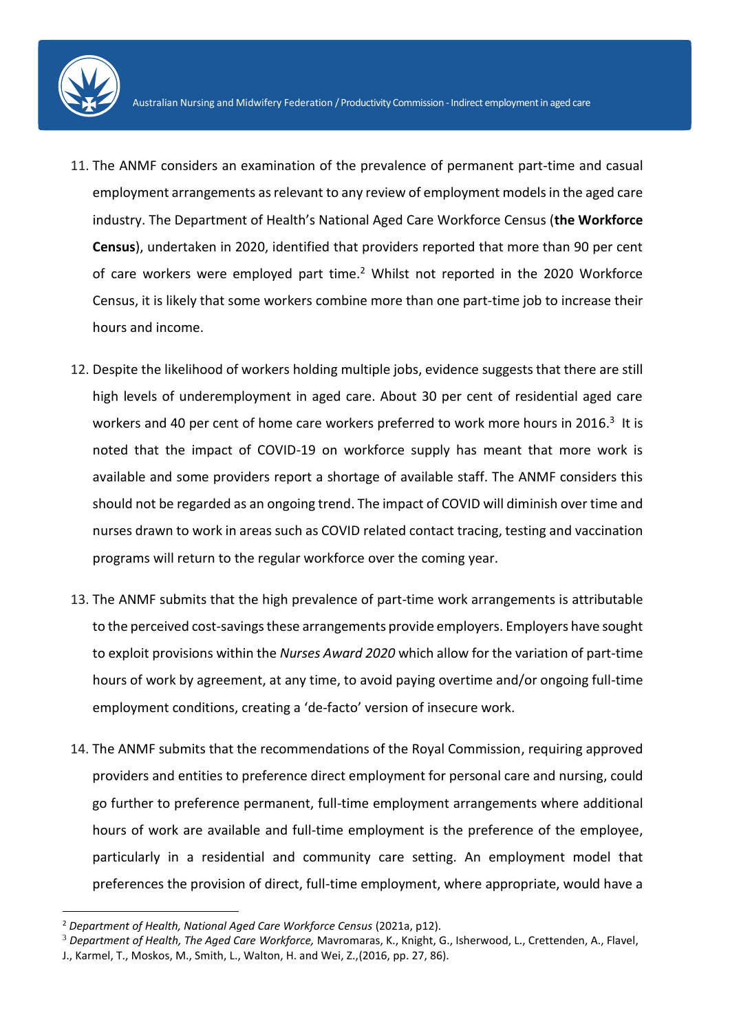11. The ANMF considers an examination of the prevalence of permanent part-time and casual employment arrangements as relevant to any review of employment models in the aged care industry. The Department of Health's National Aged Care Workforce Census (**the Workforce Census**), undertaken in 2020, identified that providers reported that more than 90 per cent of care workers were employed part time.[2] Whilst not reported in the 2020 Workforce Census, it is likely that some workers combine more than one part-time job to increase their hours and income.

12. Despite the likelihood of workers holding multiple jobs, evidence suggests that there are still high levels of underemployment in aged care. About 30 per cent of residential aged care workers and 40 per cent of home care workers preferred to work more hours in 2016.[3] It is noted that the impact of COVID-19 on workforce supply has meant that more work is available and some providers report a shortage of available staff. The ANMF considers this should not be regarded as an ongoing trend. The impact of COVID will diminish over time and nurses drawn to work in areas such as COVID related contact tracing, testing and vaccination programs will return to the regular workforce over the coming year.

13. The ANMF submits that the high prevalence of part-time work arrangements is attributable to the perceived cost-savings these arrangements provide employers. Employers have sought to exploit provisions within the *Nurses Award 2020* which allow for the variation of part-time hours of work by agreement, at any time, to avoid paying overtime and/or ongoing full-time employment conditions, creating a 'de-facto' version of insecure work.

14. The ANMF submits that the recommendations of the Royal Commission, requiring approved providers and entities to preference direct employment for personal care and nursing, could go further to preference permanent, full-time employment arrangements where additional hours of work are available and full-time employment is the preference of the employee, particularly in a residential and community care setting. An employment model that preferences the provision of direct, full-time employment, where appropriate, would have a

---

[2] *Department of Health, National Aged Care Workforce Census* (2021a, p12).

[3] *Department of Health, The Aged Care Workforce,* Mavromaras, K., Knight, G., Isherwood, L., Crettenden, A., Flavel, J., Karmel, T., Moskos, M., Smith, L., Walton, H. and Wei, Z.,(2016, pp. 27, 86).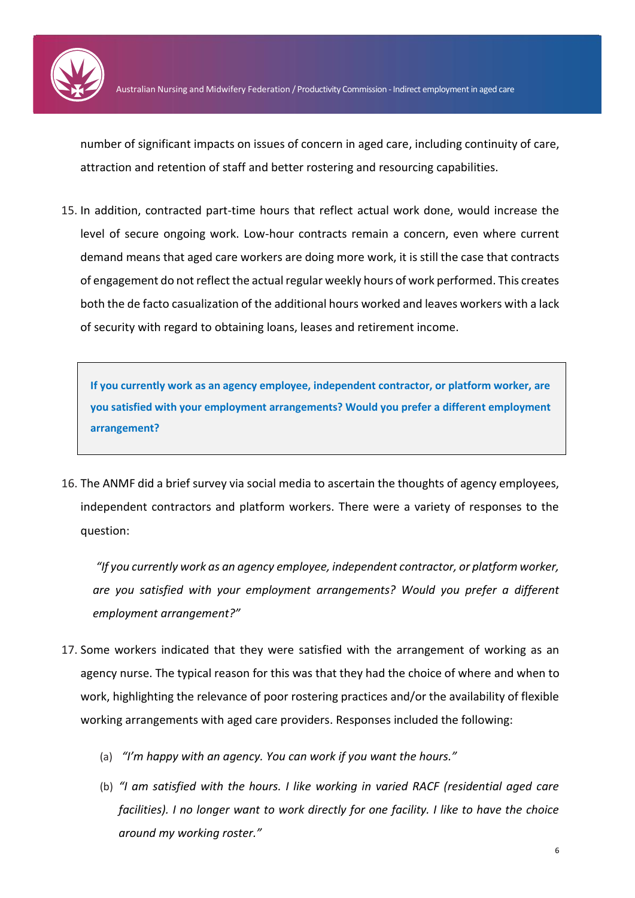number of significant impacts on issues of concern in aged care, including continuity of care, attraction and retention of staff and better rostering and resourcing capabilities.

15. In addition, contracted part-time hours that reflect actual work done, would increase the level of secure ongoing work. Low-hour contracts remain a concern, even where current demand means that aged care workers are doing more work, it is still the case that contracts of engagement do not reflect the actual regular weekly hours of work performed. This creates both the de facto casualization of the additional hours worked and leaves workers with a lack of security with regard to obtaining loans, leases and retirement income.

> **If you currently work as an agency employee, independent contractor, or platform worker, are you satisfied with your employment arrangements? Would you prefer a different employment arrangement?**

16. The ANMF did a brief survey via social media to ascertain the thoughts of agency employees, independent contractors and platform workers. There were a variety of responses to the question:

    *"If you currently work as an agency employee, independent contractor, or platform worker, are you satisfied with your employment arrangements? Would you prefer a different employment arrangement?"*

17. Some workers indicated that they were satisfied with the arrangement of working as an agency nurse. The typical reason for this was that they had the choice of where and when to work, highlighting the relevance of poor rostering practices and/or the availability of flexible working arrangements with aged care providers. Responses included the following:

    (a) *"I'm happy with an agency. You can work if you want the hours."*

    (b) *"I am satisfied with the hours. I like working in varied RACF (residential aged care facilities). I no longer want to work directly for one facility. I like to have the choice around my working roster."*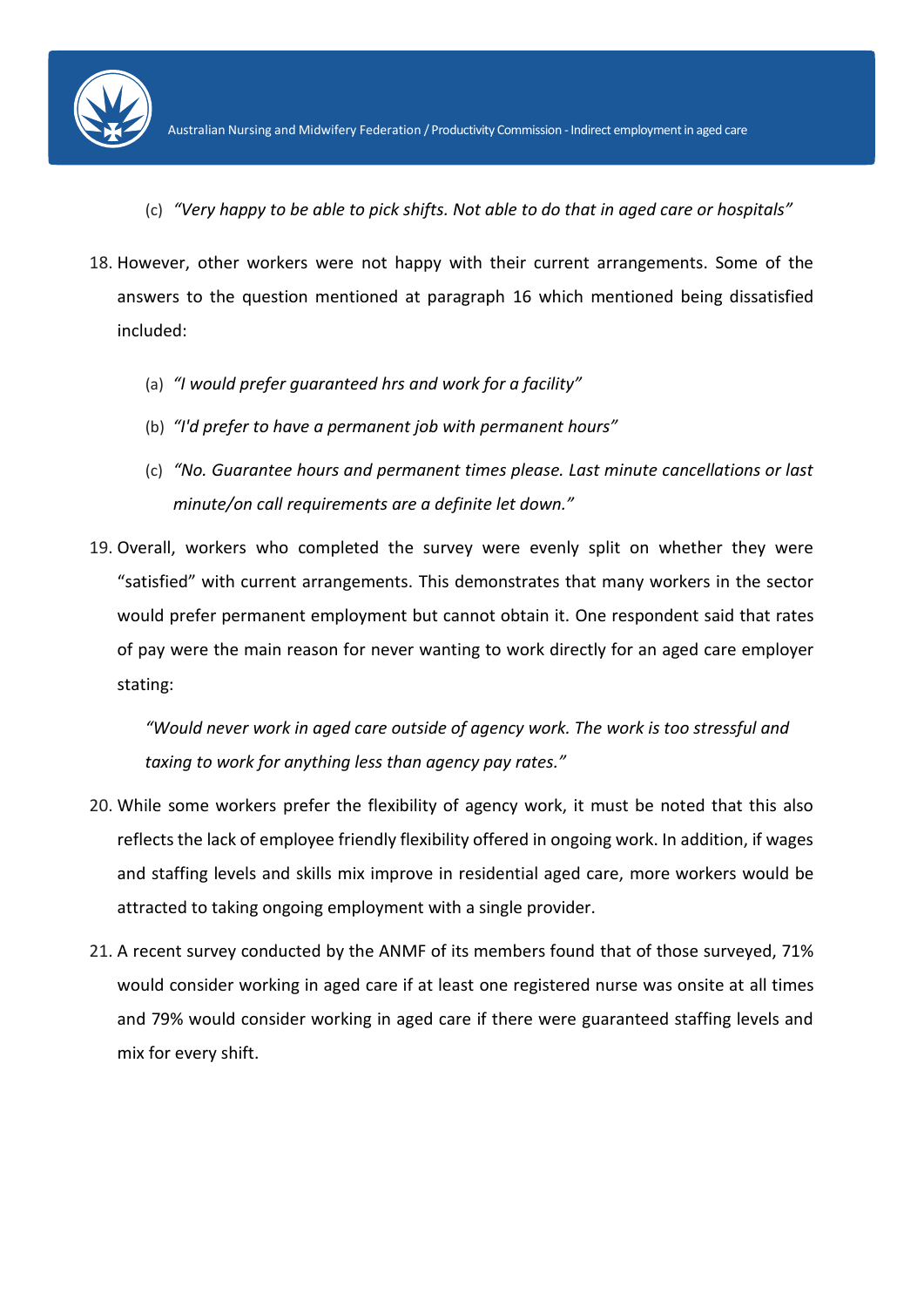(c) *"Very happy to be able to pick shifts. Not able to do that in aged care or hospitals"*

18. However, other workers were not happy with their current arrangements. Some of the answers to the question mentioned at paragraph 16 which mentioned being dissatisfied included:

    (a) *"I would prefer guaranteed hrs and work for a facility"*

    (b) *"I'd prefer to have a permanent job with permanent hours"*

    (c) *"No. Guarantee hours and permanent times please. Last minute cancellations or last minute/on call requirements are a definite let down."*

19. Overall, workers who completed the survey were evenly split on whether they were "satisfied" with current arrangements. This demonstrates that many workers in the sector would prefer permanent employment but cannot obtain it. One respondent said that rates of pay were the main reason for never wanting to work directly for an aged care employer stating:

    *"Would never work in aged care outside of agency work. The work is too stressful and taxing to work for anything less than agency pay rates."*

20. While some workers prefer the flexibility of agency work, it must be noted that this also reflects the lack of employee friendly flexibility offered in ongoing work. In addition, if wages and staffing levels and skills mix improve in residential aged care, more workers would be attracted to taking ongoing employment with a single provider.

21. A recent survey conducted by the ANMF of its members found that of those surveyed, 71% would consider working in aged care if at least one registered nurse was onsite at all times and 79% would consider working in aged care if there were guaranteed staffing levels and mix for every shift.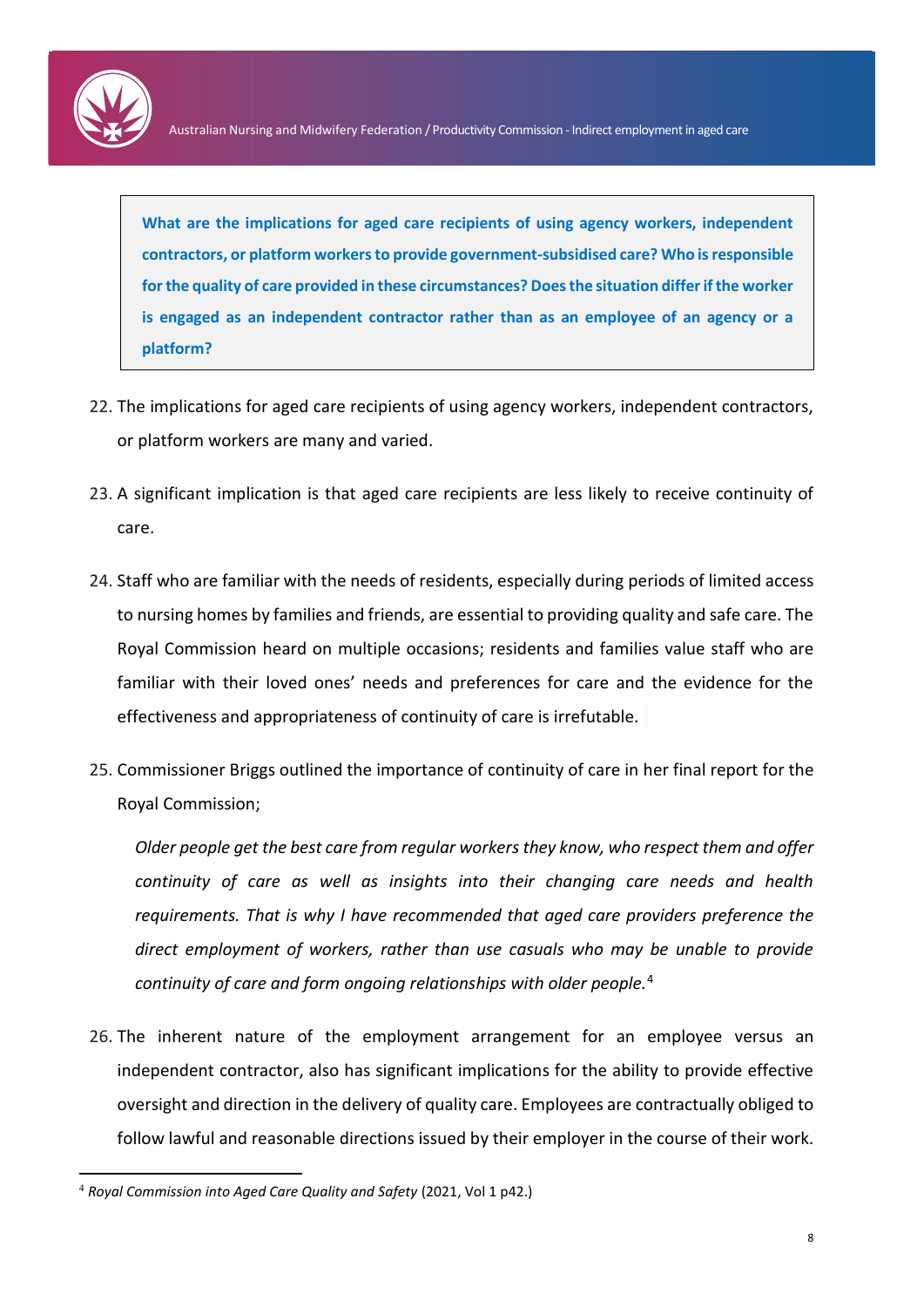**What are the implications for aged care recipients of using agency workers, independent contractors, or platform workers to provide government-subsidised care? Who is responsible for the quality of care provided in these circumstances? Does the situation differ if the worker is engaged as an independent contractor rather than as an employee of an agency or a platform?**

22. The implications for aged care recipients of using agency workers, independent contractors, or platform workers are many and varied.

23. A significant implication is that aged care recipients are less likely to receive continuity of care.

24. Staff who are familiar with the needs of residents, especially during periods of limited access to nursing homes by families and friends, are essential to providing quality and safe care. The Royal Commission heard on multiple occasions; residents and families value staff who are familiar with their loved ones' needs and preferences for care and the evidence for the effectiveness and appropriateness of continuity of care is irrefutable.

25. Commissioner Briggs outlined the importance of continuity of care in her final report for the Royal Commission;

    *Older people get the best care from regular workers they know, who respect them and offer continuity of care as well as insights into their changing care needs and health requirements. That is why I have recommended that aged care providers preference the direct employment of workers, rather than use casuals who may be unable to provide continuity of care and form ongoing relationships with older people.*[4]

26. The inherent nature of the employment arrangement for an employee versus an independent contractor, also has significant implications for the ability to provide effective oversight and direction in the delivery of quality care. Employees are contractually obliged to follow lawful and reasonable directions issued by their employer in the course of their work.

---

[4] *Royal Commission into Aged Care Quality and Safety* (2021, Vol 1 p42.)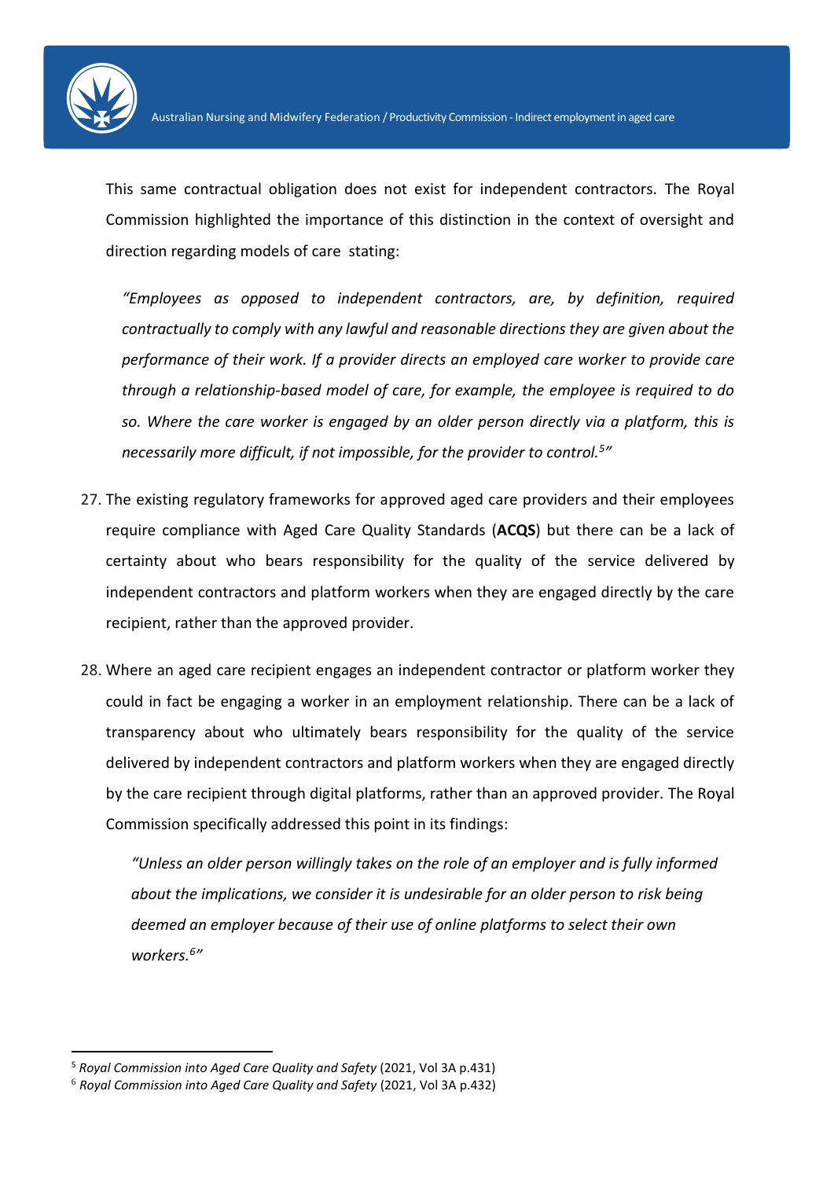This same contractual obligation does not exist for independent contractors. The Royal Commission highlighted the importance of this distinction in the context of oversight and direction regarding models of care stating:

> *"Employees as opposed to independent contractors, are, by definition, required contractually to comply with any lawful and reasonable directions they are given about the performance of their work. If a provider directs an employed care worker to provide care through a relationship-based model of care, for example, the employee is required to do so. Where the care worker is engaged by an older person directly via a platform, this is necessarily more difficult, if not impossible, for the provider to control.[5]"*

27. The existing regulatory frameworks for approved aged care providers and their employees require compliance with Aged Care Quality Standards (**ACQS**) but there can be a lack of certainty about who bears responsibility for the quality of the service delivered by independent contractors and platform workers when they are engaged directly by the care recipient, rather than the approved provider.

28. Where an aged care recipient engages an independent contractor or platform worker they could in fact be engaging a worker in an employment relationship. There can be a lack of transparency about who ultimately bears responsibility for the quality of the service delivered by independent contractors and platform workers when they are engaged directly by the care recipient through digital platforms, rather than an approved provider. The Royal Commission specifically addressed this point in its findings:

> *"Unless an older person willingly takes on the role of an employer and is fully informed about the implications, we consider it is undesirable for an older person to risk being deemed an employer because of their use of online platforms to select their own workers.[6]"*

---

[5] *Royal Commission into Aged Care Quality and Safety* (2021, Vol 3A p.431)

[6] *Royal Commission into Aged Care Quality and Safety* (2021, Vol 3A p.432)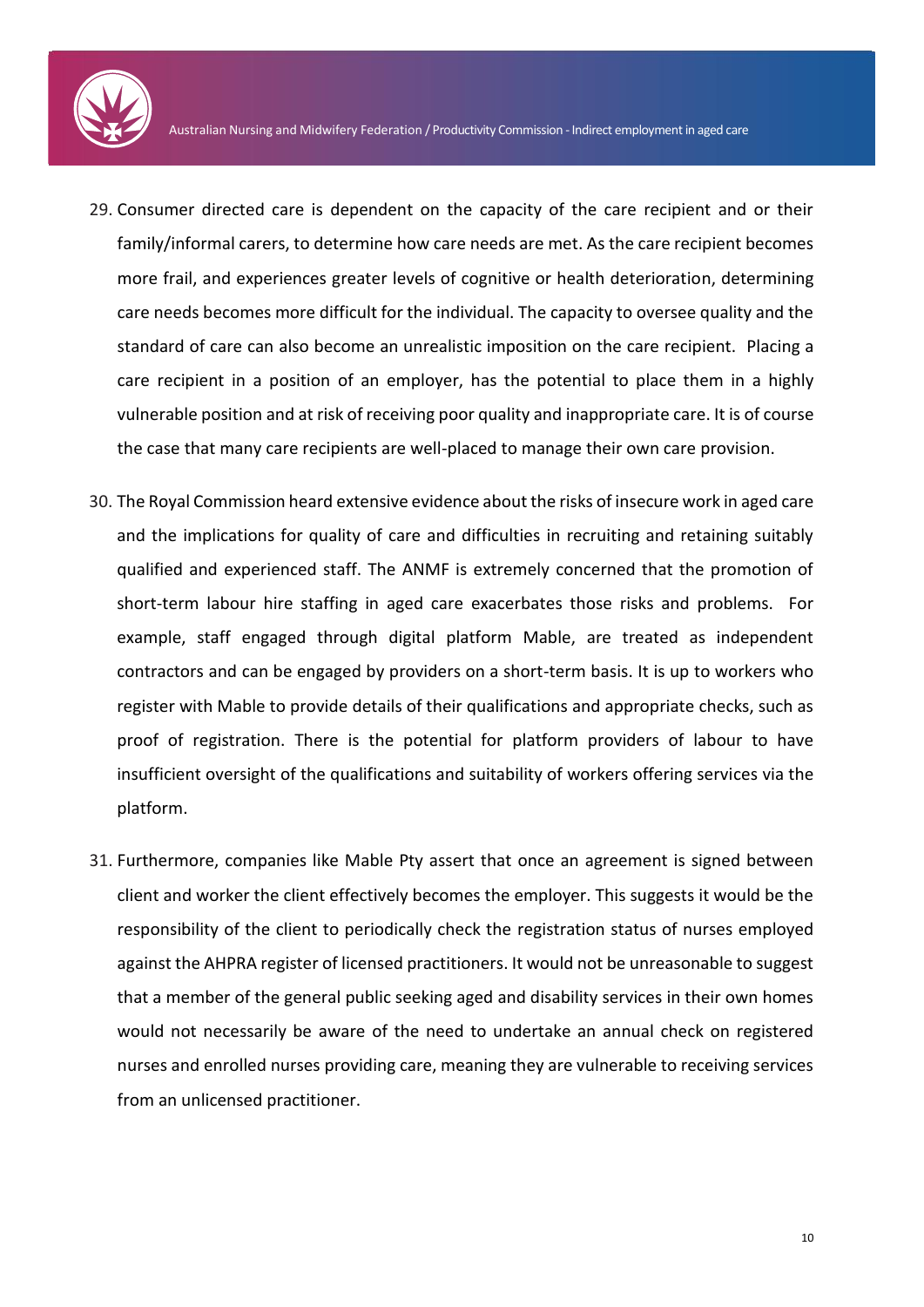29. Consumer directed care is dependent on the capacity of the care recipient and or their family/informal carers, to determine how care needs are met. As the care recipient becomes more frail, and experiences greater levels of cognitive or health deterioration, determining care needs becomes more difficult for the individual. The capacity to oversee quality and the standard of care can also become an unrealistic imposition on the care recipient. Placing a care recipient in a position of an employer, has the potential to place them in a highly vulnerable position and at risk of receiving poor quality and inappropriate care. It is of course the case that many care recipients are well-placed to manage their own care provision.

30. The Royal Commission heard extensive evidence about the risks of insecure work in aged care and the implications for quality of care and difficulties in recruiting and retaining suitably qualified and experienced staff. The ANMF is extremely concerned that the promotion of short-term labour hire staffing in aged care exacerbates those risks and problems. For example, staff engaged through digital platform Mable, are treated as independent contractors and can be engaged by providers on a short-term basis. It is up to workers who register with Mable to provide details of their qualifications and appropriate checks, such as proof of registration. There is the potential for platform providers of labour to have insufficient oversight of the qualifications and suitability of workers offering services via the platform.

31. Furthermore, companies like Mable Pty assert that once an agreement is signed between client and worker the client effectively becomes the employer. This suggests it would be the responsibility of the client to periodically check the registration status of nurses employed against the AHPRA register of licensed practitioners. It would not be unreasonable to suggest that a member of the general public seeking aged and disability services in their own homes would not necessarily be aware of the need to undertake an annual check on registered nurses and enrolled nurses providing care, meaning they are vulnerable to receiving services from an unlicensed practitioner.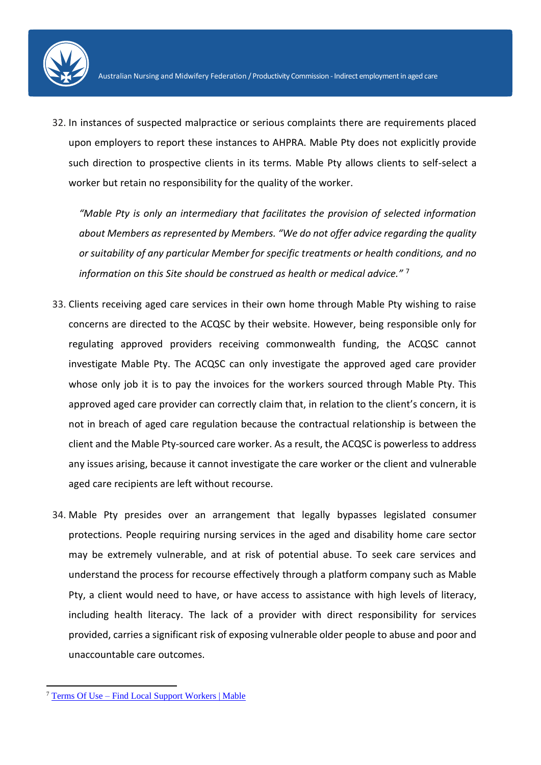32. In instances of suspected malpractice or serious complaints there are requirements placed upon employers to report these instances to AHPRA. Mable Pty does not explicitly provide such direction to prospective clients in its terms. Mable Pty allows clients to self-select a worker but retain no responsibility for the quality of the worker.

    *"Mable Pty is only an intermediary that facilitates the provision of selected information about Members as represented by Members. "We do not offer advice regarding the quality or suitability of any particular Member for specific treatments or health conditions, and no information on this Site should be construed as health or medical advice."* [7]

33. Clients receiving aged care services in their own home through Mable Pty wishing to raise concerns are directed to the ACQSC by their website. However, being responsible only for regulating approved providers receiving commonwealth funding, the ACQSC cannot investigate Mable Pty. The ACQSC can only investigate the approved aged care provider whose only job it is to pay the invoices for the workers sourced through Mable Pty. This approved aged care provider can correctly claim that, in relation to the client's concern, it is not in breach of aged care regulation because the contractual relationship is between the client and the Mable Pty-sourced care worker. As a result, the ACQSC is powerless to address any issues arising, because it cannot investigate the care worker or the client and vulnerable aged care recipients are left without recourse.

34. Mable Pty presides over an arrangement that legally bypasses legislated consumer protections. People requiring nursing services in the aged and disability home care sector may be extremely vulnerable, and at risk of potential abuse. To seek care services and understand the process for recourse effectively through a platform company such as Mable Pty, a client would need to have, or have access to assistance with high levels of literacy, including health literacy. The lack of a provider with direct responsibility for services provided, carries a significant risk of exposing vulnerable older people to abuse and poor and unaccountable care outcomes.

---

[7] Terms Of Use – Find Local Support Workers | Mable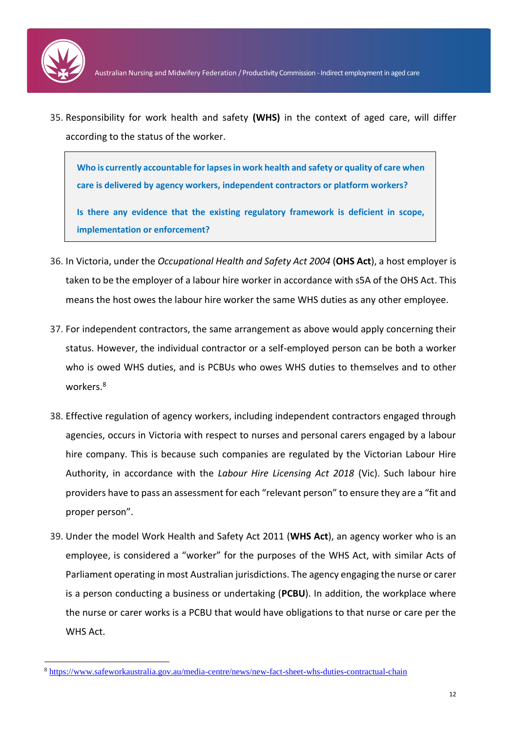35. Responsibility for work health and safety **(WHS)** in the context of aged care, will differ according to the status of the worker.

> **Who is currently accountable for lapses in work health and safety or quality of care when care is delivered by agency workers, independent contractors or platform workers?**
>
> **Is there any evidence that the existing regulatory framework is deficient in scope, implementation or enforcement?**

36. In Victoria, under the *Occupational Health and Safety Act 2004* (**OHS Act**), a host employer is taken to be the employer of a labour hire worker in accordance with s5A of the OHS Act. This means the host owes the labour hire worker the same WHS duties as any other employee.

37. For independent contractors, the same arrangement as above would apply concerning their status. However, the individual contractor or a self-employed person can be both a worker who is owed WHS duties, and is PCBUs who owes WHS duties to themselves and to other workers.[8]

38. Effective regulation of agency workers, including independent contractors engaged through agencies, occurs in Victoria with respect to nurses and personal carers engaged by a labour hire company. This is because such companies are regulated by the Victorian Labour Hire Authority, in accordance with the *Labour Hire Licensing Act 2018* (Vic). Such labour hire providers have to pass an assessment for each "relevant person" to ensure they are a "fit and proper person".

39. Under the model Work Health and Safety Act 2011 (**WHS Act**), an agency worker who is an employee, is considered a "worker" for the purposes of the WHS Act, with similar Acts of Parliament operating in most Australian jurisdictions. The agency engaging the nurse or carer is a person conducting a business or undertaking (**PCBU**). In addition, the workplace where the nurse or carer works is a PCBU that would have obligations to that nurse or care per the WHS Act.

---

[8] https://www.safeworkaustralia.gov.au/media-centre/news/new-fact-sheet-whs-duties-contractual-chain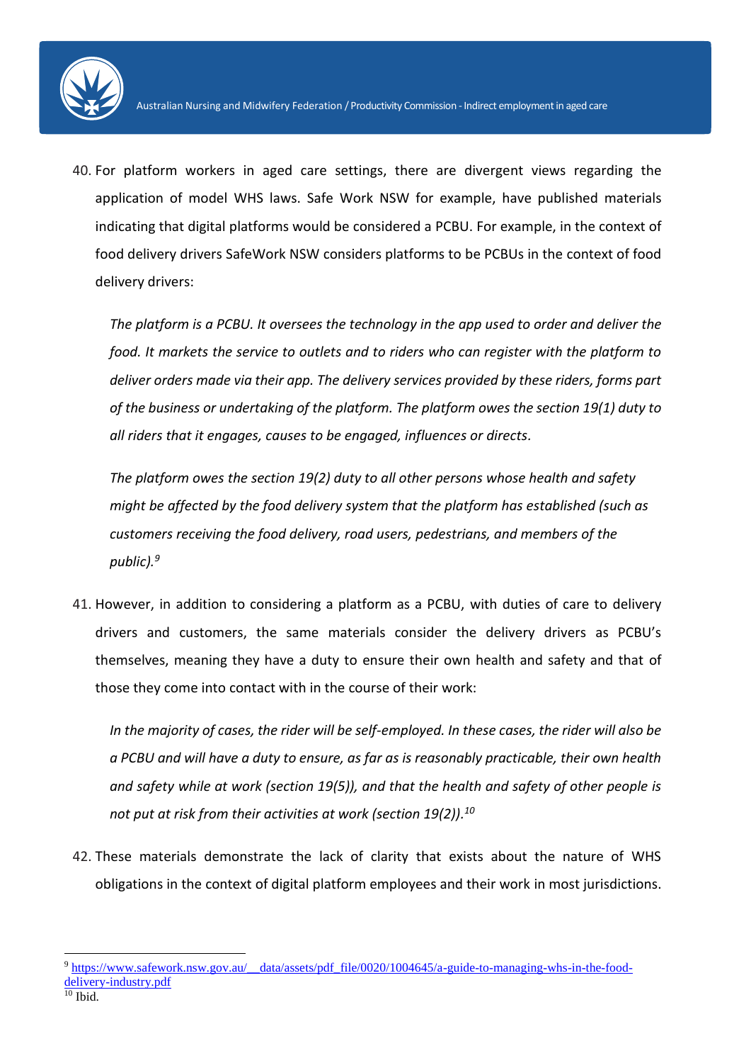40. For platform workers in aged care settings, there are divergent views regarding the application of model WHS laws. Safe Work NSW for example, have published materials indicating that digital platforms would be considered a PCBU. For example, in the context of food delivery drivers SafeWork NSW considers platforms to be PCBUs in the context of food delivery drivers:

    *The platform is a PCBU. It oversees the technology in the app used to order and deliver the food. It markets the service to outlets and to riders who can register with the platform to deliver orders made via their app. The delivery services provided by these riders, forms part of the business or undertaking of the platform. The platform owes the section 19(1) duty to all riders that it engages, causes to be engaged, influences or directs.*

    *The platform owes the section 19(2) duty to all other persons whose health and safety might be affected by the food delivery system that the platform has established (such as customers receiving the food delivery, road users, pedestrians, and members of the public).*[9]

41. However, in addition to considering a platform as a PCBU, with duties of care to delivery drivers and customers, the same materials consider the delivery drivers as PCBU's themselves, meaning they have a duty to ensure their own health and safety and that of those they come into contact with in the course of their work:

    *In the majority of cases, the rider will be self-employed. In these cases, the rider will also be a PCBU and will have a duty to ensure, as far as is reasonably practicable, their own health and safety while at work (section 19(5)), and that the health and safety of other people is not put at risk from their activities at work (section 19(2)).*[10]

42. These materials demonstrate the lack of clarity that exists about the nature of WHS obligations in the context of digital platform employees and their work in most jurisdictions.

---

[9] https://www.safework.nsw.gov.au/__data/assets/pdf_file/0020/1004645/a-guide-to-managing-whs-in-the-food-delivery-industry.pdf

[10] Ibid.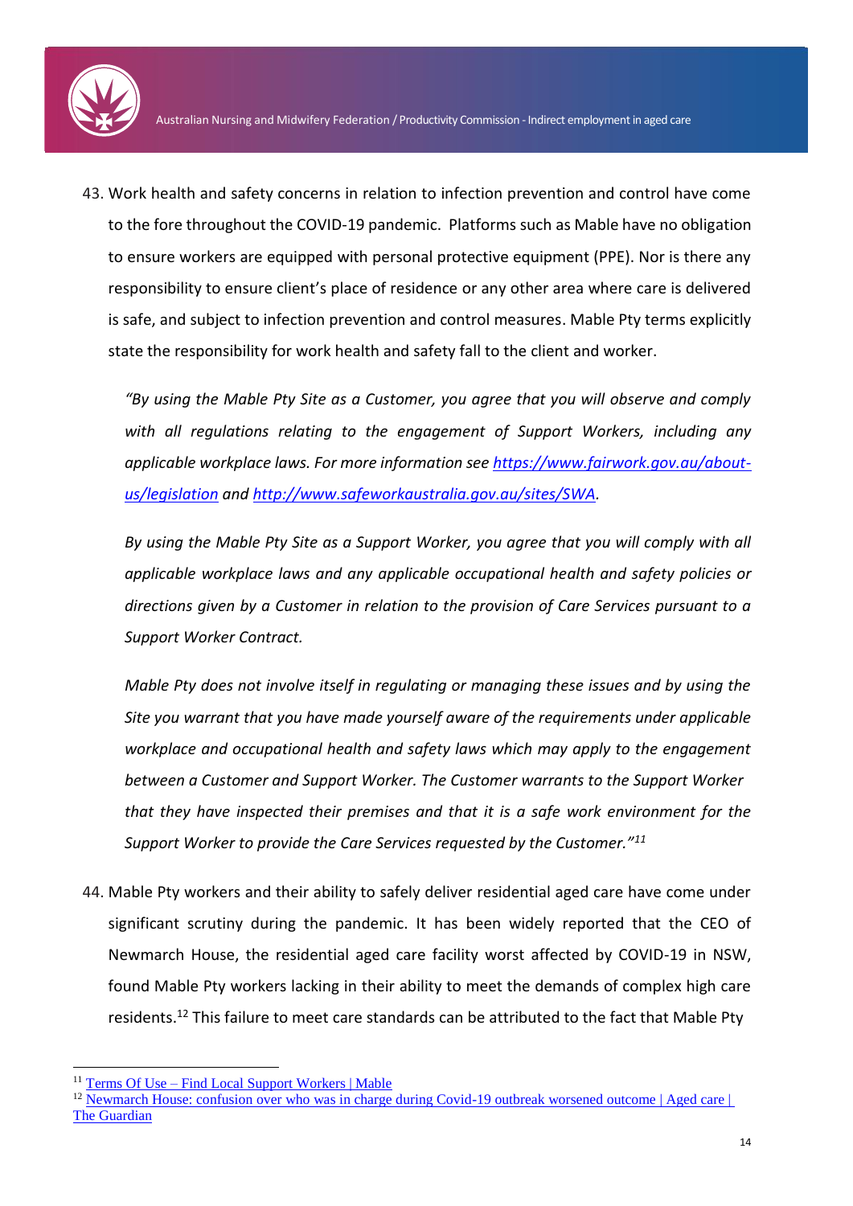43. Work health and safety concerns in relation to infection prevention and control have come to the fore throughout the COVID-19 pandemic. Platforms such as Mable have no obligation to ensure workers are equipped with personal protective equipment (PPE). Nor is there any responsibility to ensure client's place of residence or any other area where care is delivered is safe, and subject to infection prevention and control measures. Mable Pty terms explicitly state the responsibility for work health and safety fall to the client and worker.

    *"By using the Mable Pty Site as a Customer, you agree that you will observe and comply with all regulations relating to the engagement of Support Workers, including any applicable workplace laws. For more information see [https://www.fairwork.gov.au/about-us/legislation](https://www.fairwork.gov.au/about-us/legislation) and [http://www.safeworkaustralia.gov.au/sites/SWA](http://www.safeworkaustralia.gov.au/sites/SWA).*

    *By using the Mable Pty Site as a Support Worker, you agree that you will comply with all applicable workplace laws and any applicable occupational health and safety policies or directions given by a Customer in relation to the provision of Care Services pursuant to a Support Worker Contract.*

    *Mable Pty does not involve itself in regulating or managing these issues and by using the Site you warrant that you have made yourself aware of the requirements under applicable workplace and occupational health and safety laws which may apply to the engagement between a Customer and Support Worker. The Customer warrants to the Support Worker that they have inspected their premises and that it is a safe work environment for the Support Worker to provide the Care Services requested by the Customer."*[11]

44. Mable Pty workers and their ability to safely deliver residential aged care have come under significant scrutiny during the pandemic. It has been widely reported that the CEO of Newmarch House, the residential aged care facility worst affected by COVID-19 in NSW, found Mable Pty workers lacking in their ability to meet the demands of complex high care residents.[12] This failure to meet care standards can be attributed to the fact that Mable Pty

---

[11] Terms Of Use – Find Local Support Workers | Mable

[12] Newmarch House: confusion over who was in charge during Covid-19 outbreak worsened outcome | Aged care | The Guardian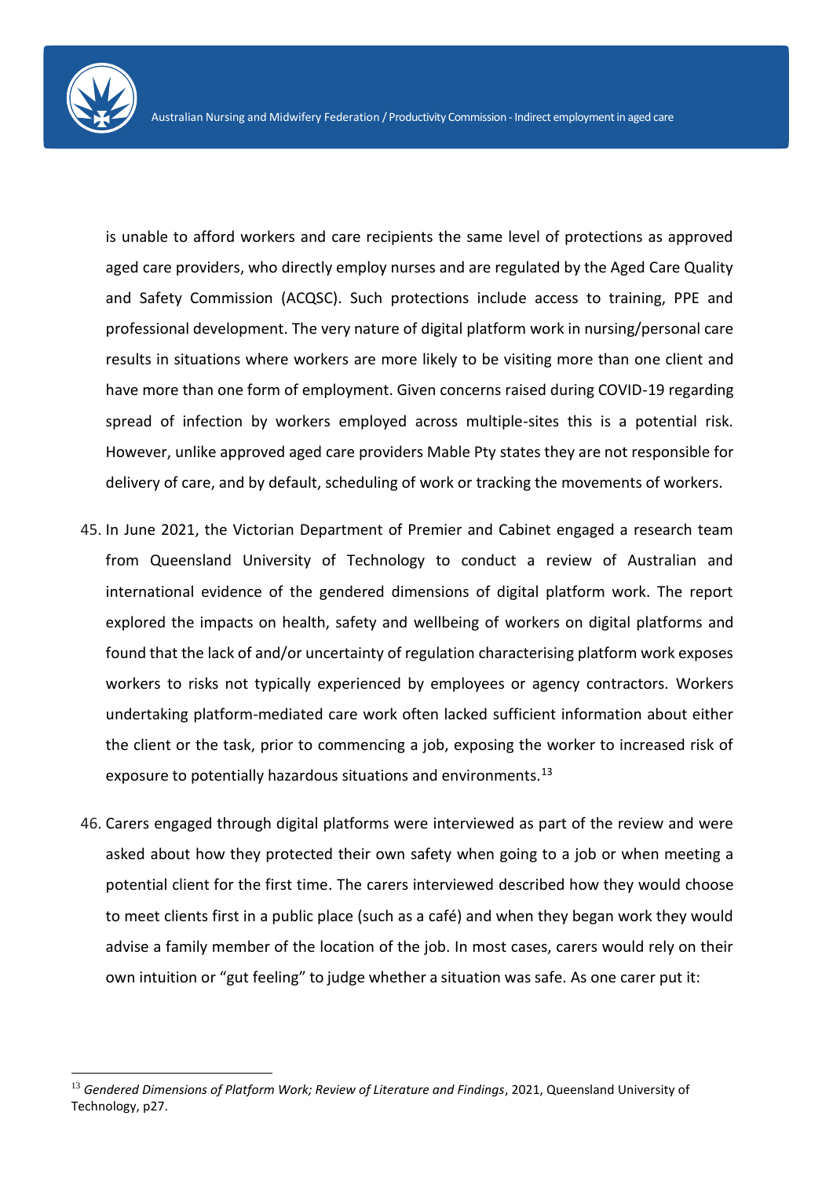is unable to afford workers and care recipients the same level of protections as approved aged care providers, who directly employ nurses and are regulated by the Aged Care Quality and Safety Commission (ACQSC). Such protections include access to training, PPE and professional development. The very nature of digital platform work in nursing/personal care results in situations where workers are more likely to be visiting more than one client and have more than one form of employment. Given concerns raised during COVID-19 regarding spread of infection by workers employed across multiple-sites this is a potential risk. However, unlike approved aged care providers Mable Pty states they are not responsible for delivery of care, and by default, scheduling of work or tracking the movements of workers.

45. In June 2021, the Victorian Department of Premier and Cabinet engaged a research team from Queensland University of Technology to conduct a review of Australian and international evidence of the gendered dimensions of digital platform work. The report explored the impacts on health, safety and wellbeing of workers on digital platforms and found that the lack of and/or uncertainty of regulation characterising platform work exposes workers to risks not typically experienced by employees or agency contractors. Workers undertaking platform-mediated care work often lacked sufficient information about either the client or the task, prior to commencing a job, exposing the worker to increased risk of exposure to potentially hazardous situations and environments.[13]

46. Carers engaged through digital platforms were interviewed as part of the review and were asked about how they protected their own safety when going to a job or when meeting a potential client for the first time. The carers interviewed described how they would choose to meet clients first in a public place (such as a café) and when they began work they would advise a family member of the location of the job. In most cases, carers would rely on their own intuition or "gut feeling" to judge whether a situation was safe. As one carer put it:

---

[13] *Gendered Dimensions of Platform Work; Review of Literature and Findings*, 2021, Queensland University of Technology, p27.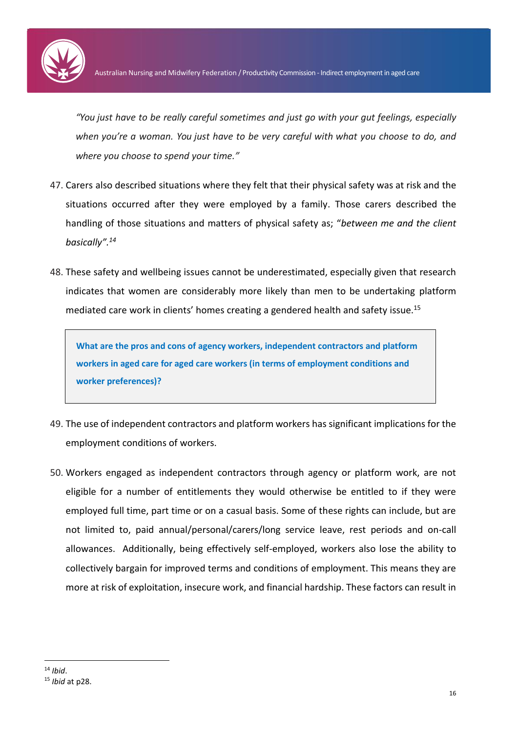*"You just have to be really careful sometimes and just go with your gut feelings, especially when you're a woman. You just have to be very careful with what you choose to do, and where you choose to spend your time."*

47. Carers also described situations where they felt that their physical safety was at risk and the situations occurred after they were employed by a family. Those carers described the handling of those situations and matters of physical safety as; "*between me and the client basically".*[14]

48. These safety and wellbeing issues cannot be underestimated, especially given that research indicates that women are considerably more likely than men to be undertaking platform mediated care work in clients' homes creating a gendered health and safety issue.[15]

> **What are the pros and cons of agency workers, independent contractors and platform workers in aged care for aged care workers (in terms of employment conditions and worker preferences)?**

49. The use of independent contractors and platform workers has significant implications for the employment conditions of workers.

50. Workers engaged as independent contractors through agency or platform work, are not eligible for a number of entitlements they would otherwise be entitled to if they were employed full time, part time or on a casual basis. Some of these rights can include, but are not limited to, paid annual/personal/carers/long service leave, rest periods and on-call allowances. Additionally, being effectively self-employed, workers also lose the ability to collectively bargain for improved terms and conditions of employment. This means they are more at risk of exploitation, insecure work, and financial hardship. These factors can result in

---

[14] *Ibid*.

[15] *Ibid* at p28.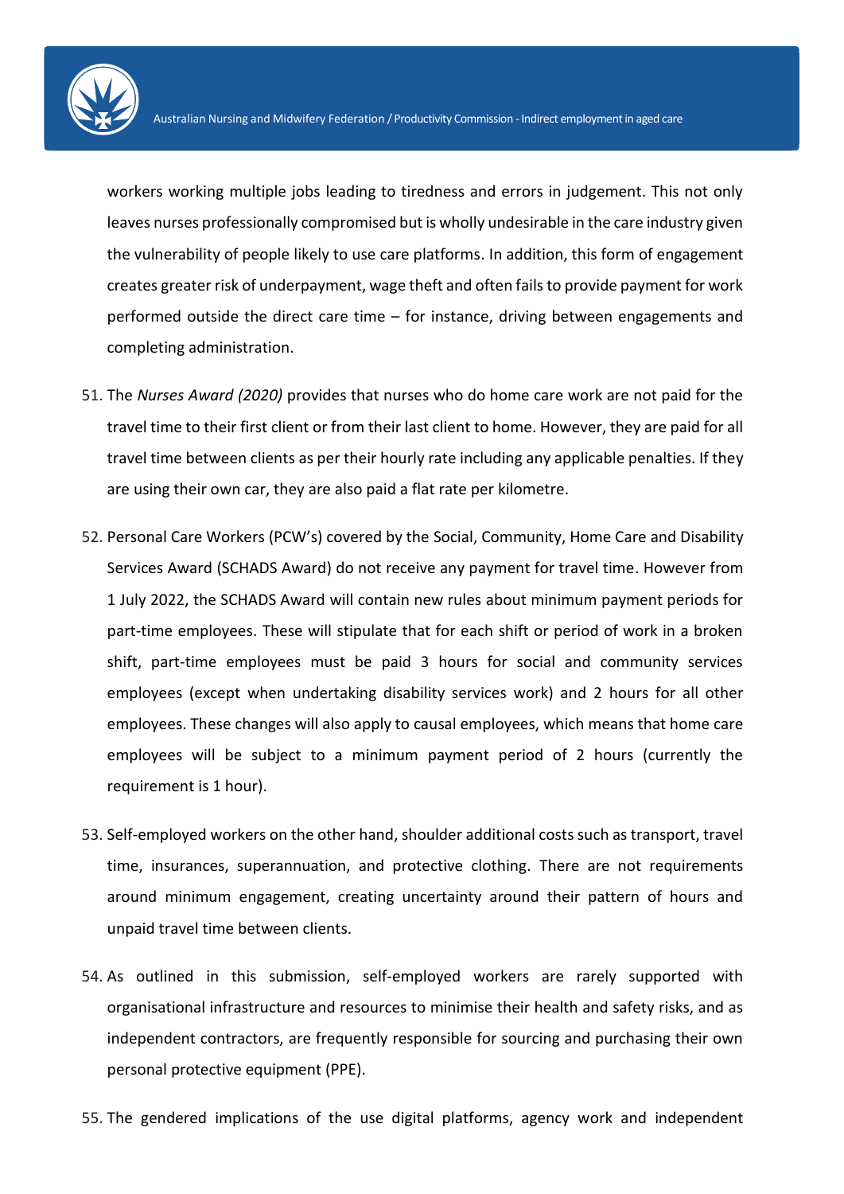workers working multiple jobs leading to tiredness and errors in judgement. This not only leaves nurses professionally compromised but is wholly undesirable in the care industry given the vulnerability of people likely to use care platforms. In addition, this form of engagement creates greater risk of underpayment, wage theft and often fails to provide payment for work performed outside the direct care time – for instance, driving between engagements and completing administration.

51. The *Nurses Award (2020)* provides that nurses who do home care work are not paid for the travel time to their first client or from their last client to home. However, they are paid for all travel time between clients as per their hourly rate including any applicable penalties. If they are using their own car, they are also paid a flat rate per kilometre.

52. Personal Care Workers (PCW's) covered by the Social, Community, Home Care and Disability Services Award (SCHADS Award) do not receive any payment for travel time. However from 1 July 2022, the SCHADS Award will contain new rules about minimum payment periods for part-time employees. These will stipulate that for each shift or period of work in a broken shift, part-time employees must be paid 3 hours for social and community services employees (except when undertaking disability services work) and 2 hours for all other employees. These changes will also apply to causal employees, which means that home care employees will be subject to a minimum payment period of 2 hours (currently the requirement is 1 hour).

53. Self-employed workers on the other hand, shoulder additional costs such as transport, travel time, insurances, superannuation, and protective clothing. There are not requirements around minimum engagement, creating uncertainty around their pattern of hours and unpaid travel time between clients.

54. As outlined in this submission, self-employed workers are rarely supported with organisational infrastructure and resources to minimise their health and safety risks, and as independent contractors, are frequently responsible for sourcing and purchasing their own personal protective equipment (PPE).

55. The gendered implications of the use digital platforms, agency work and independent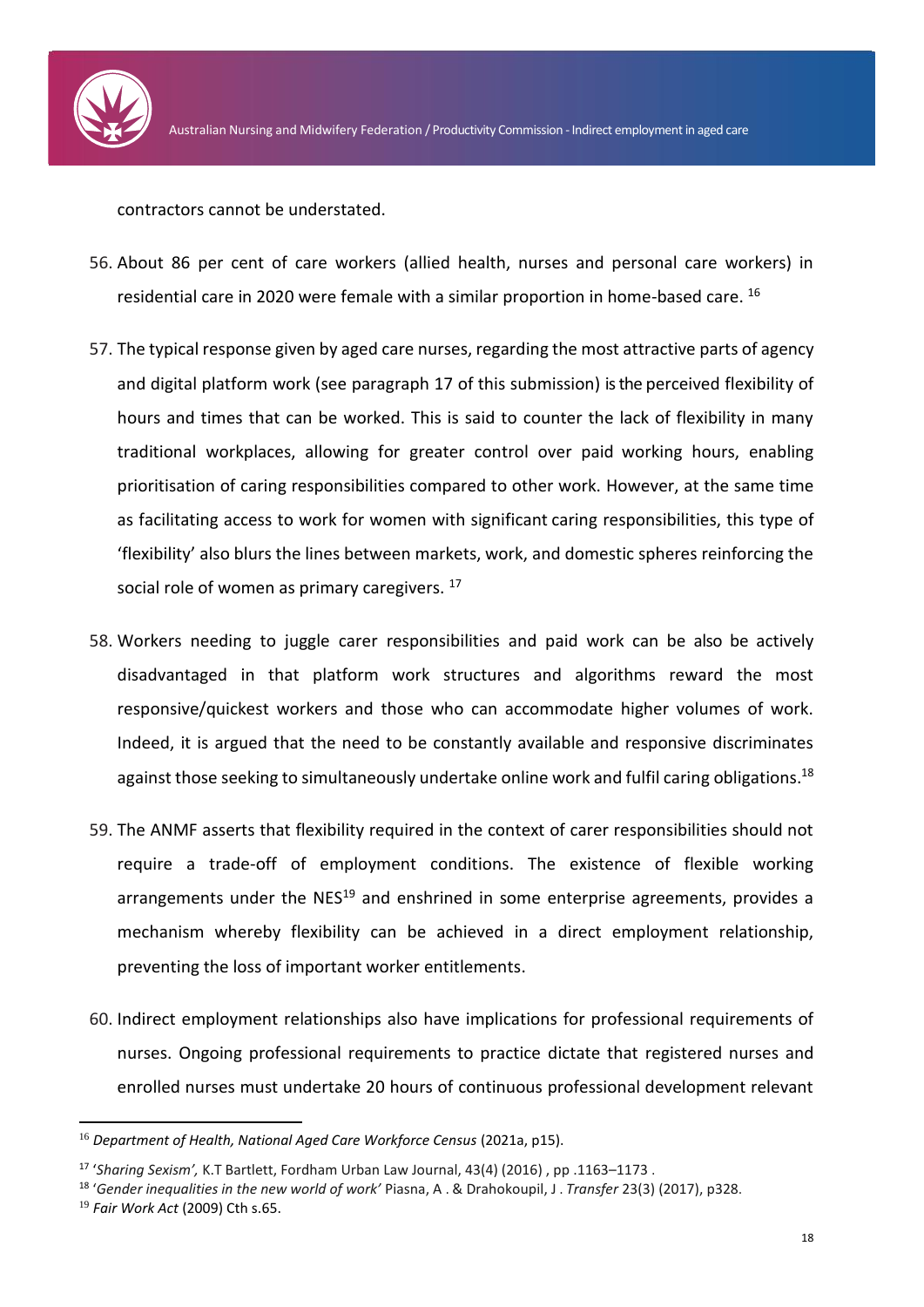contractors cannot be understated.

56. About 86 per cent of care workers (allied health, nurses and personal care workers) in residential care in 2020 were female with a similar proportion in home-based care. [16]

57. The typical response given by aged care nurses, regarding the most attractive parts of agency and digital platform work (see paragraph 17 of this submission) is the perceived flexibility of hours and times that can be worked. This is said to counter the lack of flexibility in many traditional workplaces, allowing for greater control over paid working hours, enabling prioritisation of caring responsibilities compared to other work. However, at the same time as facilitating access to work for women with significant caring responsibilities, this type of 'flexibility' also blurs the lines between markets, work, and domestic spheres reinforcing the social role of women as primary caregivers. [17]

58. Workers needing to juggle carer responsibilities and paid work can be also be actively disadvantaged in that platform work structures and algorithms reward the most responsive/quickest workers and those who can accommodate higher volumes of work. Indeed, it is argued that the need to be constantly available and responsive discriminates against those seeking to simultaneously undertake online work and fulfil caring obligations.[18]

59. The ANMF asserts that flexibility required in the context of carer responsibilities should not require a trade-off of employment conditions. The existence of flexible working arrangements under the NES[19] and enshrined in some enterprise agreements, provides a mechanism whereby flexibility can be achieved in a direct employment relationship, preventing the loss of important worker entitlements.

60. Indirect employment relationships also have implications for professional requirements of nurses. Ongoing professional requirements to practice dictate that registered nurses and enrolled nurses must undertake 20 hours of continuous professional development relevant

---

[16] *Department of Health, National Aged Care Workforce Census* (2021a, p15).

[17] '*Sharing Sexism',* K.T Bartlett, Fordham Urban Law Journal, 43(4) (2016) , pp .1163–1173 .

[18] '*Gender inequalities in the new world of work'* Piasna, A . & Drahokoupil, J . *Transfer* 23(3) (2017), p328.

[19] *Fair Work Act* (2009) Cth s.65.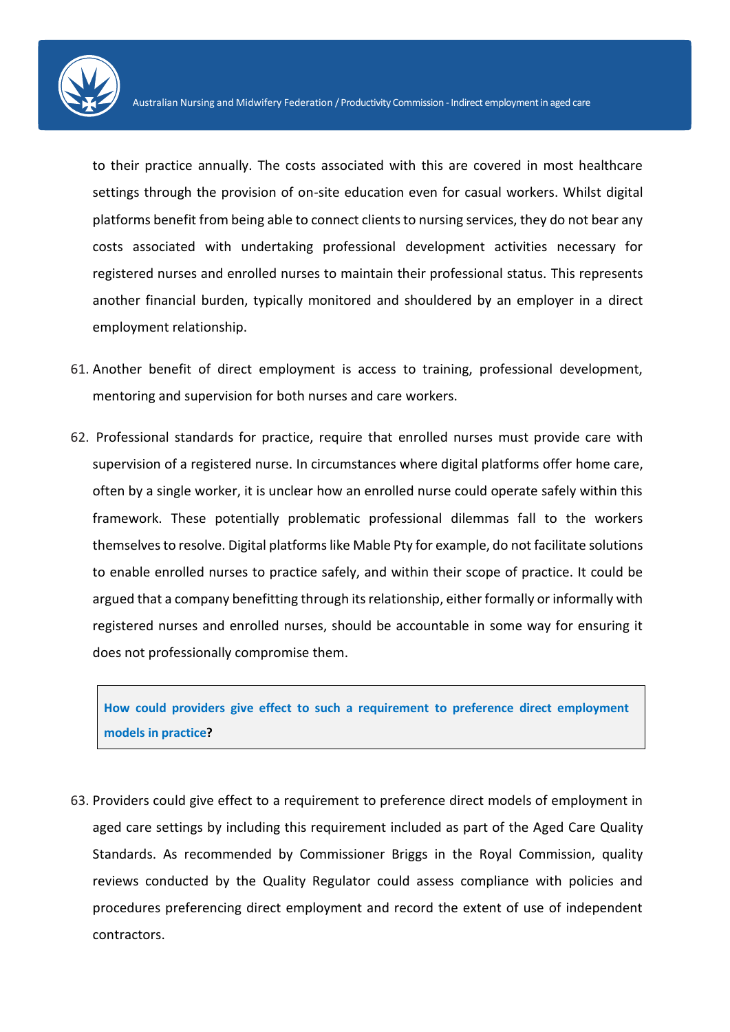to their practice annually. The costs associated with this are covered in most healthcare settings through the provision of on-site education even for casual workers. Whilst digital platforms benefit from being able to connect clients to nursing services, they do not bear any costs associated with undertaking professional development activities necessary for registered nurses and enrolled nurses to maintain their professional status. This represents another financial burden, typically monitored and shouldered by an employer in a direct employment relationship.

61. Another benefit of direct employment is access to training, professional development, mentoring and supervision for both nurses and care workers.

62. Professional standards for practice, require that enrolled nurses must provide care with supervision of a registered nurse. In circumstances where digital platforms offer home care, often by a single worker, it is unclear how an enrolled nurse could operate safely within this framework. These potentially problematic professional dilemmas fall to the workers themselves to resolve. Digital platforms like Mable Pty for example, do not facilitate solutions to enable enrolled nurses to practice safely, and within their scope of practice. It could be argued that a company benefitting through its relationship, either formally or informally with registered nurses and enrolled nurses, should be accountable in some way for ensuring it does not professionally compromise them.

> **How could providers give effect to such a requirement to preference direct employment models in practice?**

63. Providers could give effect to a requirement to preference direct models of employment in aged care settings by including this requirement included as part of the Aged Care Quality Standards. As recommended by Commissioner Briggs in the Royal Commission, quality reviews conducted by the Quality Regulator could assess compliance with policies and procedures preferencing direct employment and record the extent of use of independent contractors.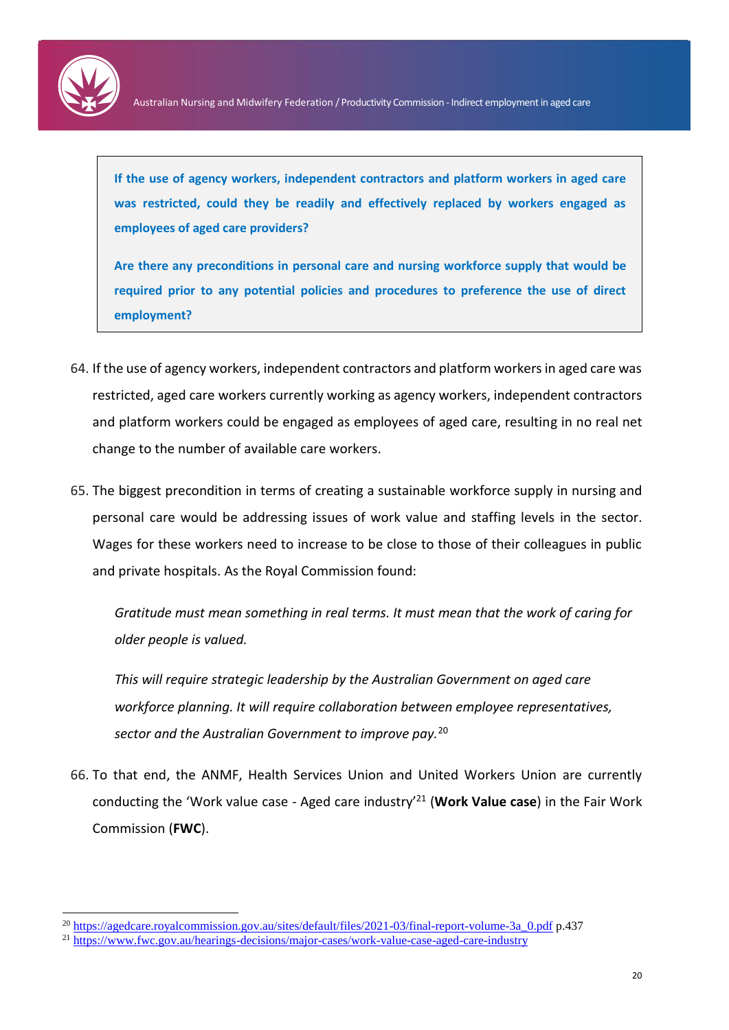**If the use of agency workers, independent contractors and platform workers in aged care was restricted, could they be readily and effectively replaced by workers engaged as employees of aged care providers?**

**Are there any preconditions in personal care and nursing workforce supply that would be required prior to any potential policies and procedures to preference the use of direct employment?**

64. If the use of agency workers, independent contractors and platform workers in aged care was restricted, aged care workers currently working as agency workers, independent contractors and platform workers could be engaged as employees of aged care, resulting in no real net change to the number of available care workers.

65. The biggest precondition in terms of creating a sustainable workforce supply in nursing and personal care would be addressing issues of work value and staffing levels in the sector. Wages for these workers need to increase to be close to those of their colleagues in public and private hospitals. As the Royal Commission found:

    *Gratitude must mean something in real terms. It must mean that the work of caring for older people is valued.*

    *This will require strategic leadership by the Australian Government on aged care workforce planning. It will require collaboration between employee representatives, sector and the Australian Government to improve pay.*[20]

66. To that end, the ANMF, Health Services Union and United Workers Union are currently conducting the 'Work value case - Aged care industry'[21] (**Work Value case**) in the Fair Work Commission (**FWC**).

---

[20] https://agedcare.royalcommission.gov.au/sites/default/files/2021-03/final-report-volume-3a_0.pdf p.437

[21] https://www.fwc.gov.au/hearings-decisions/major-cases/work-value-case-aged-care-industry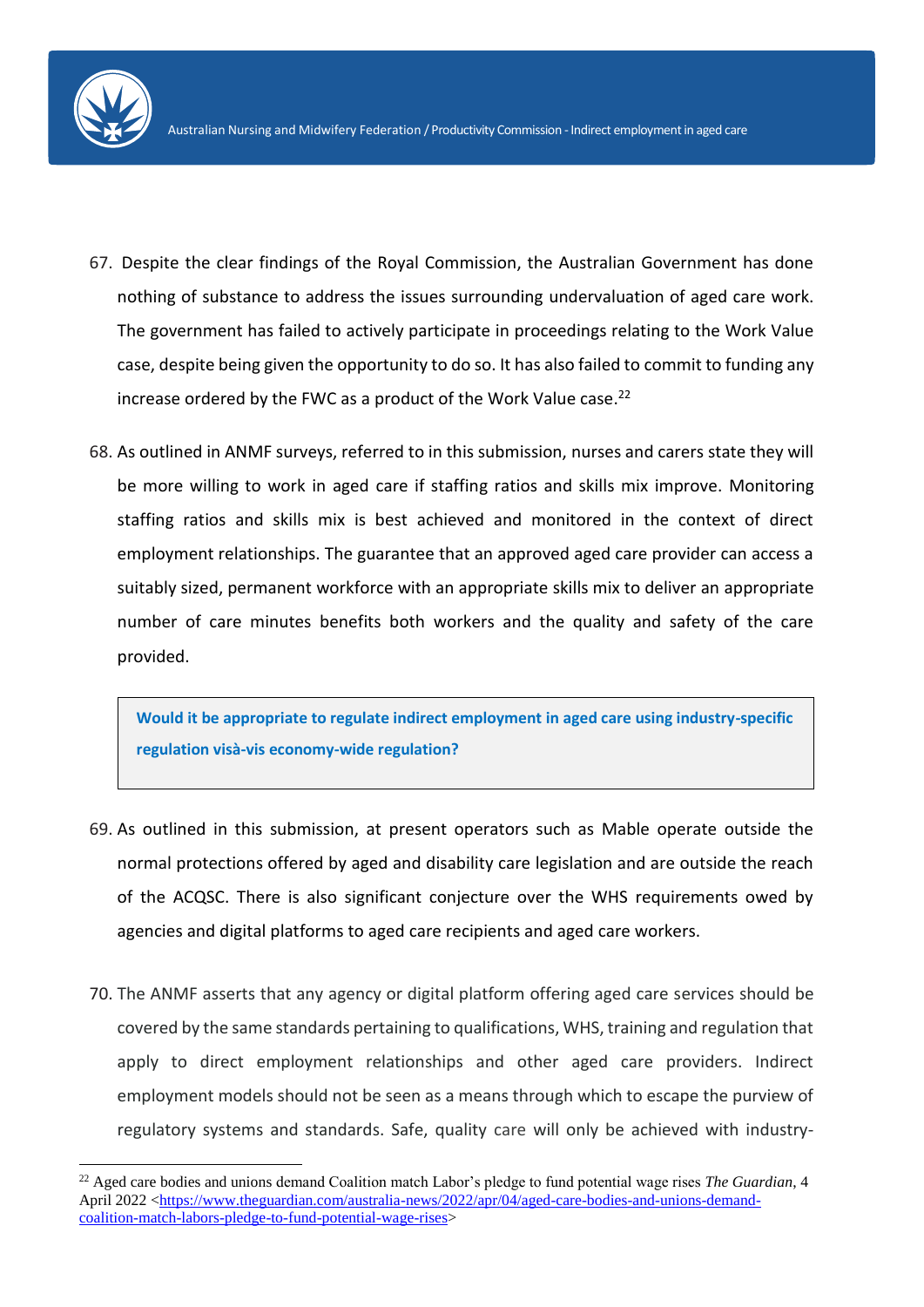67. Despite the clear findings of the Royal Commission, the Australian Government has done nothing of substance to address the issues surrounding undervaluation of aged care work. The government has failed to actively participate in proceedings relating to the Work Value case, despite being given the opportunity to do so. It has also failed to commit to funding any increase ordered by the FWC as a product of the Work Value case.[22]

68. As outlined in ANMF surveys, referred to in this submission, nurses and carers state they will be more willing to work in aged care if staffing ratios and skills mix improve. Monitoring staffing ratios and skills mix is best achieved and monitored in the context of direct employment relationships. The guarantee that an approved aged care provider can access a suitably sized, permanent workforce with an appropriate skills mix to deliver an appropriate number of care minutes benefits both workers and the quality and safety of the care provided.

> **Would it be appropriate to regulate indirect employment in aged care using industry-specific regulation visà-vis economy-wide regulation?**

69. As outlined in this submission, at present operators such as Mable operate outside the normal protections offered by aged and disability care legislation and are outside the reach of the ACQSC. There is also significant conjecture over the WHS requirements owed by agencies and digital platforms to aged care recipients and aged care workers.

70. The ANMF asserts that any agency or digital platform offering aged care services should be covered by the same standards pertaining to qualifications, WHS, training and regulation that apply to direct employment relationships and other aged care providers. Indirect employment models should not be seen as a means through which to escape the purview of regulatory systems and standards. Safe, quality care will only be achieved with industry-

---

[22] Aged care bodies and unions demand Coalition match Labor's pledge to fund potential wage rises *The Guardian*, 4 April 2022 <https://www.theguardian.com/australia-news/2022/apr/04/aged-care-bodies-and-unions-demand-coalition-match-labors-pledge-to-fund-potential-wage-rises>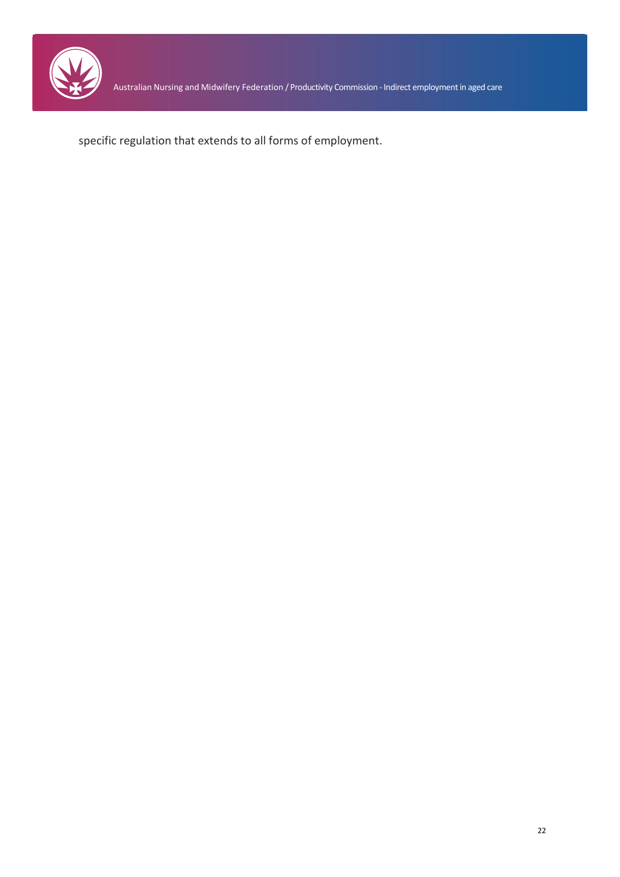specific regulation that extends to all forms of employment.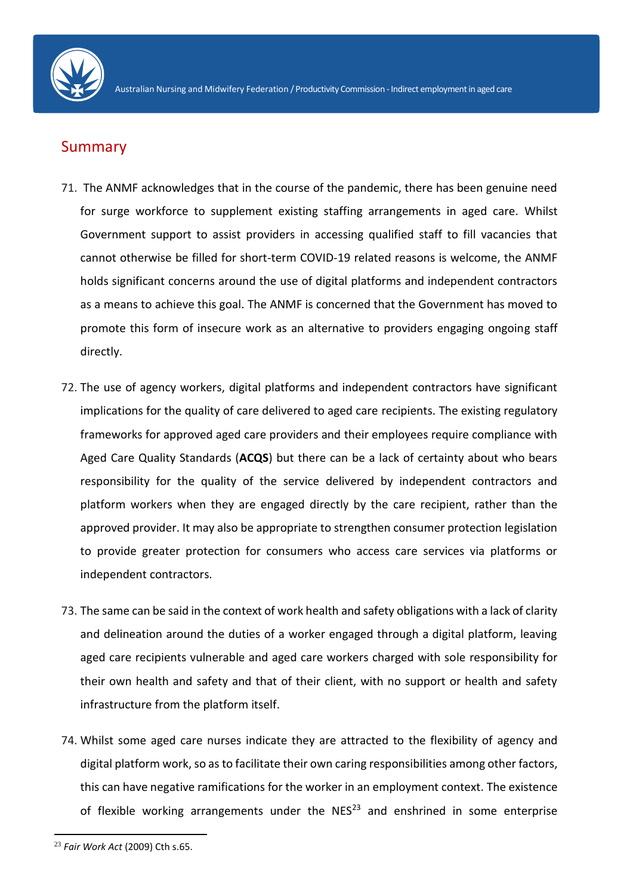## Summary

71. The ANMF acknowledges that in the course of the pandemic, there has been genuine need for surge workforce to supplement existing staffing arrangements in aged care. Whilst Government support to assist providers in accessing qualified staff to fill vacancies that cannot otherwise be filled for short-term COVID-19 related reasons is welcome, the ANMF holds significant concerns around the use of digital platforms and independent contractors as a means to achieve this goal. The ANMF is concerned that the Government has moved to promote this form of insecure work as an alternative to providers engaging ongoing staff directly.

72. The use of agency workers, digital platforms and independent contractors have significant implications for the quality of care delivered to aged care recipients. The existing regulatory frameworks for approved aged care providers and their employees require compliance with Aged Care Quality Standards (**ACQS**) but there can be a lack of certainty about who bears responsibility for the quality of the service delivered by independent contractors and platform workers when they are engaged directly by the care recipient, rather than the approved provider. It may also be appropriate to strengthen consumer protection legislation to provide greater protection for consumers who access care services via platforms or independent contractors.

73. The same can be said in the context of work health and safety obligations with a lack of clarity and delineation around the duties of a worker engaged through a digital platform, leaving aged care recipients vulnerable and aged care workers charged with sole responsibility for their own health and safety and that of their client, with no support or health and safety infrastructure from the platform itself.

74. Whilst some aged care nurses indicate they are attracted to the flexibility of agency and digital platform work, so as to facilitate their own caring responsibilities among other factors, this can have negative ramifications for the worker in an employment context. The existence of flexible working arrangements under the NES[23] and enshrined in some enterprise

[23] *Fair Work Act* (2009) Cth s.65.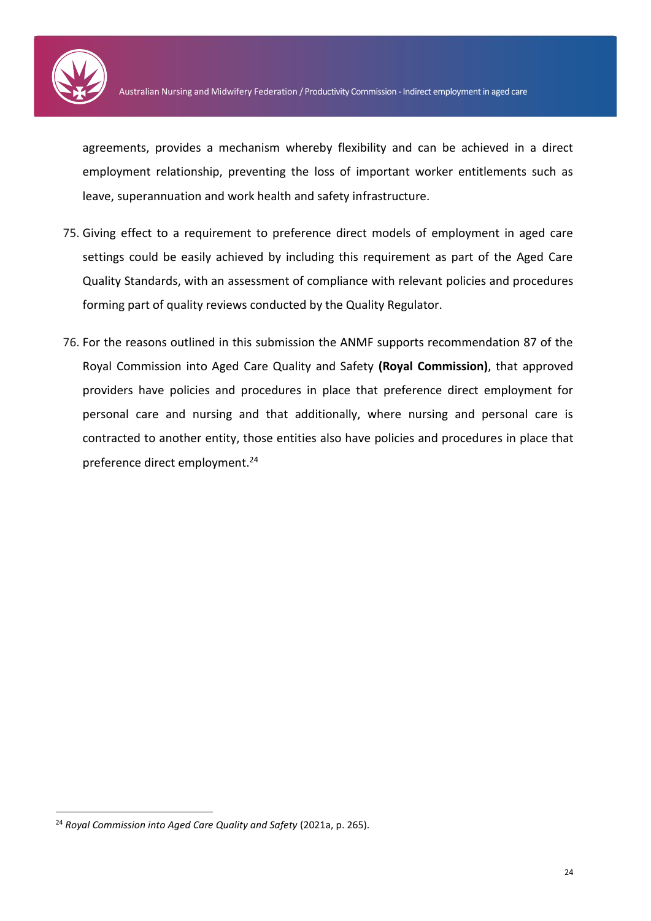agreements, provides a mechanism whereby flexibility and can be achieved in a direct employment relationship, preventing the loss of important worker entitlements such as leave, superannuation and work health and safety infrastructure.

75. Giving effect to a requirement to preference direct models of employment in aged care settings could be easily achieved by including this requirement as part of the Aged Care Quality Standards, with an assessment of compliance with relevant policies and procedures forming part of quality reviews conducted by the Quality Regulator.

76. For the reasons outlined in this submission the ANMF supports recommendation 87 of the Royal Commission into Aged Care Quality and Safety **(Royal Commission)**, that approved providers have policies and procedures in place that preference direct employment for personal care and nursing and that additionally, where nursing and personal care is contracted to another entity, those entities also have policies and procedures in place that preference direct employment.[24]

---

[24] *Royal Commission into Aged Care Quality and Safety* (2021a, p. 265).